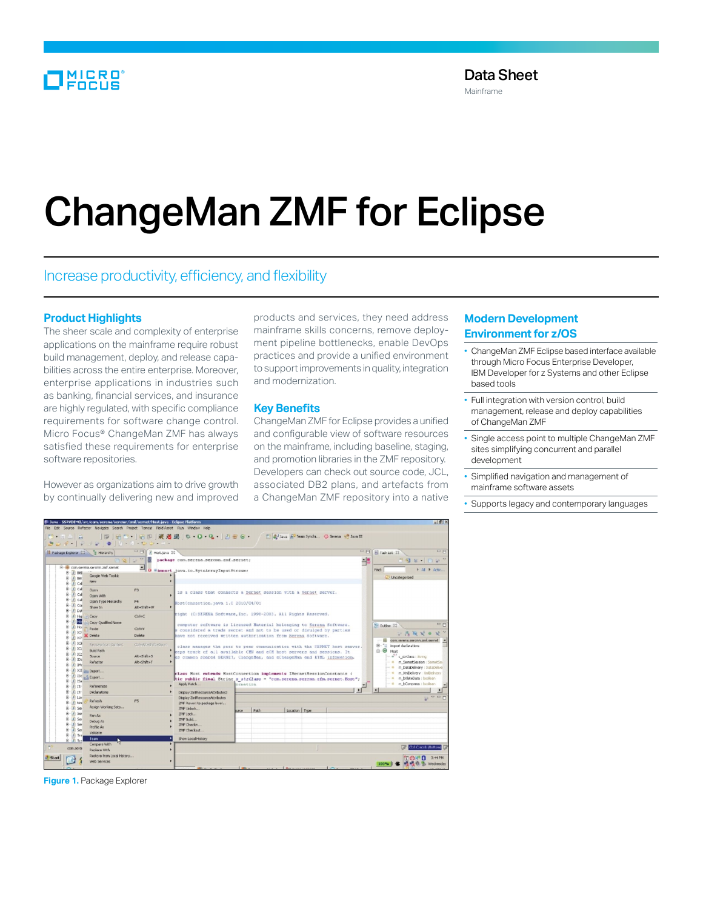Data Sheet
Mainframe

# ChangeMan ZMF for Eclipse

Increase productivity, efficiency, and flexibility

## Product Highlights

The sheer scale and complexity of enterprise applications on the mainframe require robust build management, deploy, and release capabilities across the entire enterprise. Moreover, enterprise applications in industries such as banking, financial services, and insurance are highly regulated, with specific compliance requirements for software change control. Micro Focus® ChangeMan ZMF has always satisfied these requirements for enterprise software repositories.

However as organizations aim to drive growth by continually delivering new and improved products and services, they need address mainframe skills concerns, remove deployment pipeline bottlenecks, enable DevOps practices and provide a unified environment to support improvements in quality, integration and modernization.

## Key Benefits

ChangeMan ZMF for Eclipse provides a unified and configurable view of software resources on the mainframe, including baseline, staging, and promotion libraries in the ZMF repository. Developers can check out source code, JCL, associated DB2 plans, and artefacts from a ChangeMan ZMF repository into a native

## Modern Development Environment for z/OS

- ChangeMan ZMF Eclipse based interface available through Micro Focus Enterprise Developer, IBM Developer for z Systems and other Eclipse based tools
- Full integration with version control, build management, release and deploy capabilities of ChangeMan ZMF
- Single access point to multiple ChangeMan ZMF sites simplifying concurrent and parallel development
- Simplified navigation and management of mainframe software assets
- Supports legacy and contemporary languages

**Figure 1.** Package Explorer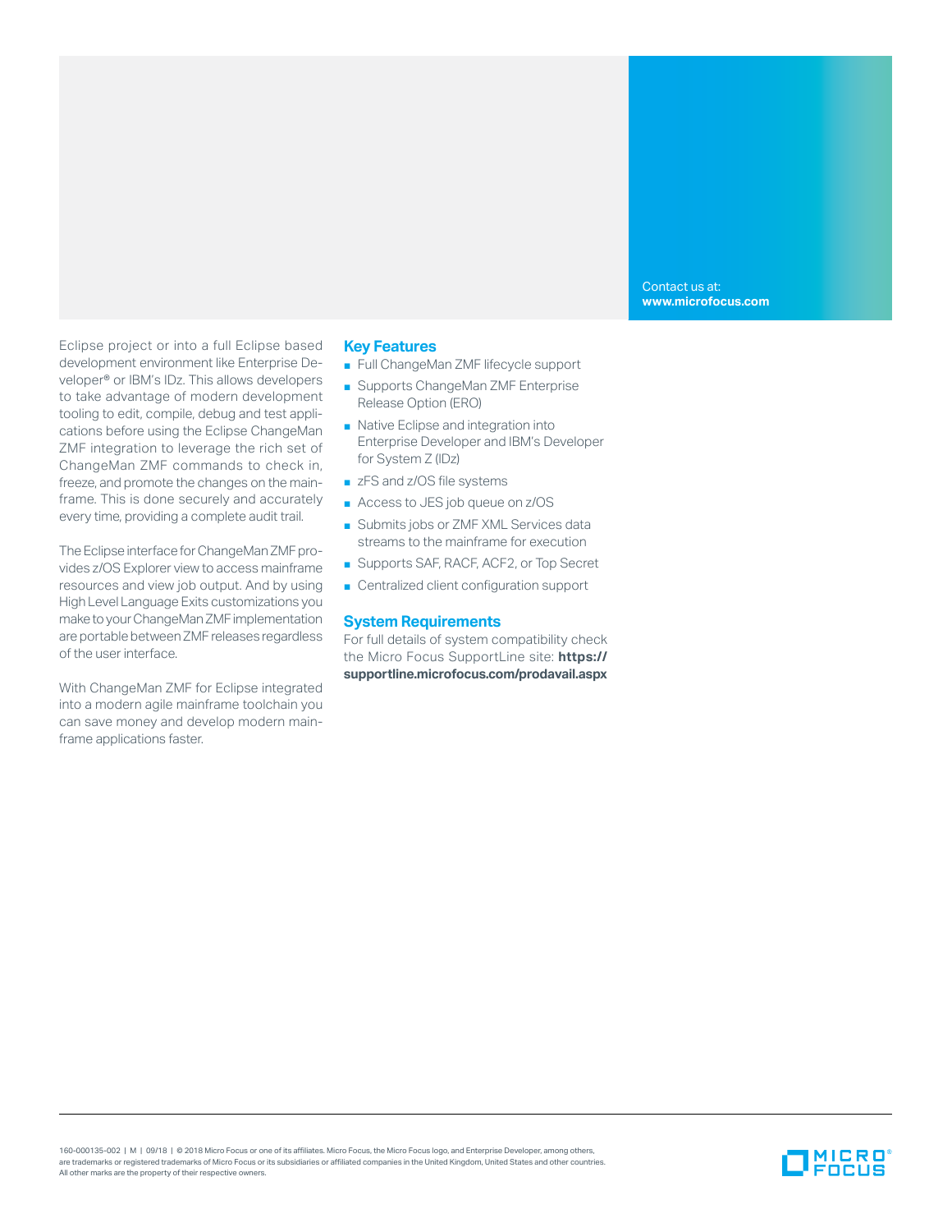Contact us at:
**www.microfocus.com**

Eclipse project or into a full Eclipse based development environment like Enterprise Developer® or IBM's IDz. This allows developers to take advantage of modern development tooling to edit, compile, debug and test applications before using the Eclipse ChangeMan ZMF integration to leverage the rich set of ChangeMan ZMF commands to check in, freeze, and promote the changes on the mainframe. This is done securely and accurately every time, providing a complete audit trail.

The Eclipse interface for ChangeMan ZMF provides z/OS Explorer view to access mainframe resources and view job output. And by using High Level Language Exits customizations you make to your ChangeMan ZMF implementation are portable between ZMF releases regardless of the user interface.

With ChangeMan ZMF for Eclipse integrated into a modern agile mainframe toolchain you can save money and develop modern mainframe applications faster.

## Key Features

- Full ChangeMan ZMF lifecycle support
- Supports ChangeMan ZMF Enterprise Release Option (ERO)
- Native Eclipse and integration into Enterprise Developer and IBM's Developer for System Z (IDz)
- zFS and z/OS file systems
- Access to JES job queue on z/OS
- Submits jobs or ZMF XML Services data streams to the mainframe for execution
- Supports SAF, RACF, ACF2, or Top Secret
- Centralized client configuration support

## System Requirements

For full details of system compatibility check the Micro Focus SupportLine site: **https://supportline.microfocus.com/prodavail.aspx**

160-000135-002 | M | 09/18 | © 2018 Micro Focus or one of its affiliates. Micro Focus, the Micro Focus logo, and Enterprise Developer, among others, are trademarks or registered trademarks of Micro Focus or its subsidiaries or affiliated companies in the United Kingdom, United States and other countries. All other marks are the property of their respective owners.